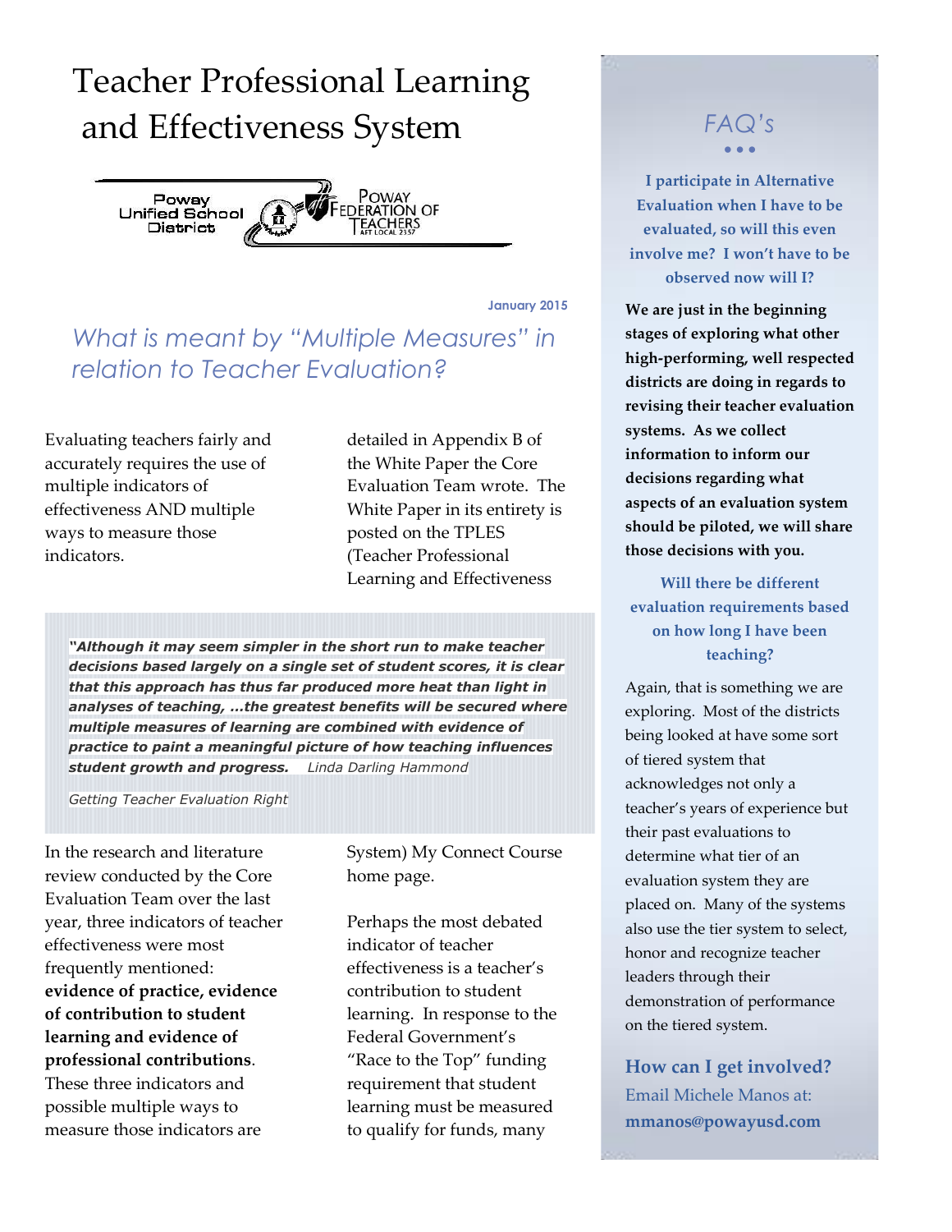# Teacher Professional Learning and Effectiveness System

Poway Unified School District

Poway Federation of Teachers AFT Local 2357

January 2015

## *What is meant by "Multiple Measures" in relation to Teacher Evaluation?*

Evaluating teachers fairly and accurately requires the use of multiple indicators of effectiveness AND multiple ways to measure those indicators.

> ***"Although it may seem simpler in the short run to make teacher decisions based largely on a single set of student scores, it is clear that this approach has thus far produced more heat than light in analyses of teaching, …the greatest benefits will be secured where multiple measures of learning are combined with evidence of practice to paint a meaningful picture of how teaching influences student growth and progress.*** *Linda Darling Hammond*
>
> *Getting Teacher Evaluation Right*

In the research and literature review conducted by the Core Evaluation Team over the last year, three indicators of teacher effectiveness were most frequently mentioned: **evidence of practice, evidence of contribution to student learning and evidence of professional contributions**. These three indicators and possible multiple ways to measure those indicators are detailed in Appendix B of the White Paper the Core Evaluation Team wrote. The White Paper in its entirety is posted on the TPLES (Teacher Professional Learning and Effectiveness System) My Connect Course home page.

Perhaps the most debated indicator of teacher effectiveness is a teacher's contribution to student learning. In response to the Federal Government's "Race to the Top" funding requirement that student learning must be measured to qualify for funds, many

## FAQ's

**I participate in Alternative Evaluation when I have to be evaluated, so will this even involve me? I won't have to be observed now will I?**

**We are just in the beginning stages of exploring what other high-performing, well respected districts are doing in regards to revising their teacher evaluation systems. As we collect information to inform our decisions regarding what aspects of an evaluation system should be piloted, we will share those decisions with you.**

**Will there be different evaluation requirements based on how long I have been teaching?**

Again, that is something we are exploring. Most of the districts being looked at have some sort of tiered system that acknowledges not only a teacher's years of experience but their past evaluations to determine what tier of an evaluation system they are placed on. Many of the systems also use the tier system to select, honor and recognize teacher leaders through their demonstration of performance on the tiered system.

**How can I get involved?**

Email Michele Manos at: **mmanos@powayusd.com**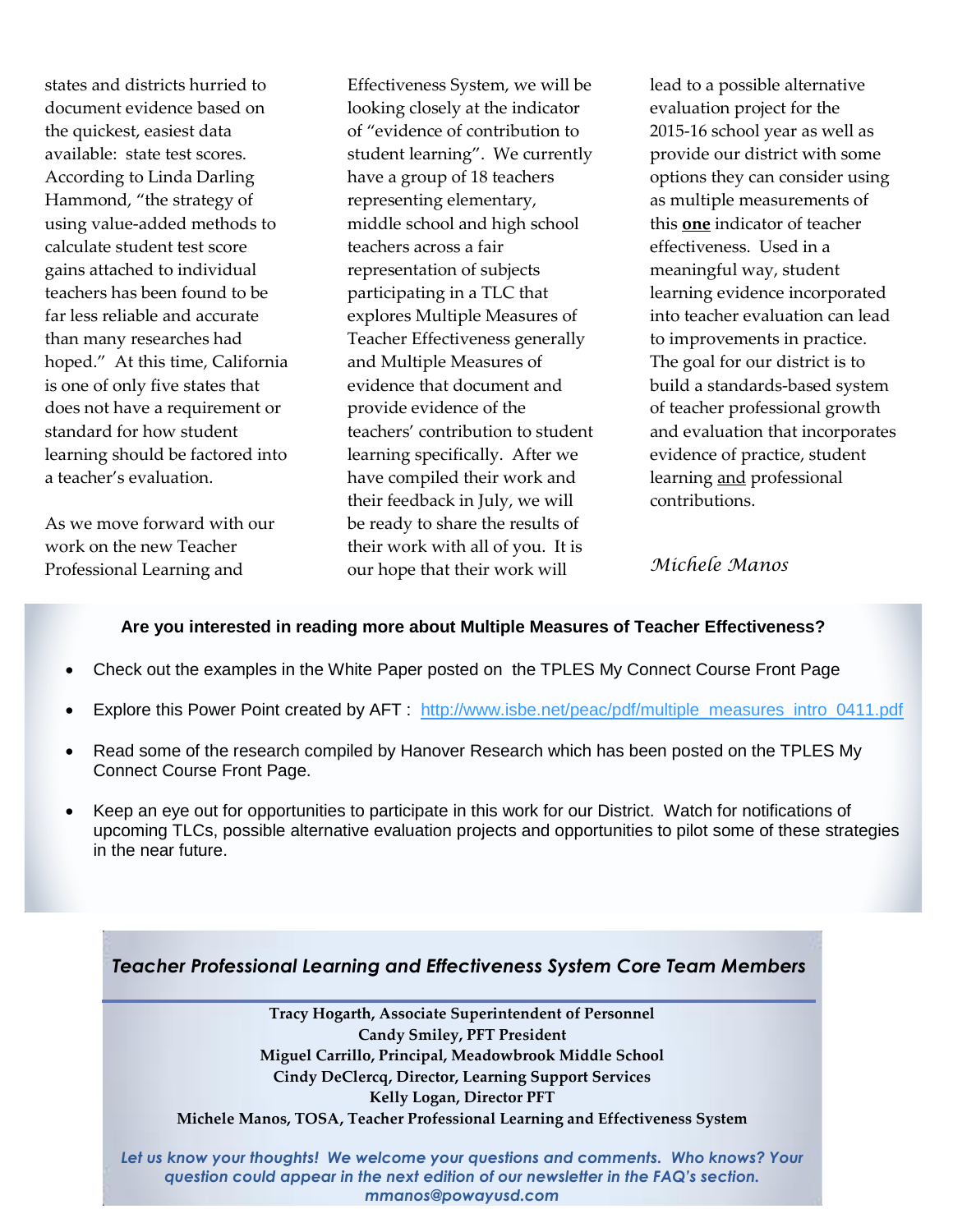states and districts hurried to document evidence based on the quickest, easiest data available: state test scores. According to Linda Darling Hammond, "the strategy of using value-added methods to calculate student test score gains attached to individual teachers has been found to be far less reliable and accurate than many researches had hoped." At this time, California is one of only five states that does not have a requirement or standard for how student learning should be factored into a teacher's evaluation.

As we move forward with our work on the new Teacher Professional Learning and Effectiveness System, we will be looking closely at the indicator of "evidence of contribution to student learning". We currently have a group of 18 teachers representing elementary, middle school and high school teachers across a fair representation of subjects participating in a TLC that explores Multiple Measures of Teacher Effectiveness generally and Multiple Measures of evidence that document and provide evidence of the teachers' contribution to student learning specifically. After we have compiled their work and their feedback in July, we will be ready to share the results of their work with all of you. It is our hope that their work will lead to a possible alternative evaluation project for the 2015-16 school year as well as provide our district with some options they can consider using as multiple measurements of this **one** indicator of teacher effectiveness. Used in a meaningful way, student learning evidence incorporated into teacher evaluation can lead to improvements in practice. The goal for our district is to build a standards-based system of teacher professional growth and evaluation that incorporates evidence of practice, student learning and professional contributions.

*Michele Manos*

**Are you interested in reading more about Multiple Measures of Teacher Effectiveness?**

- Check out the examples in the White Paper posted on the TPLES My Connect Course Front Page
- Explore this Power Point created by AFT : http://www.isbe.net/peac/pdf/multiple_measures_intro_0411.pdf
- Read some of the research compiled by Hanover Research which has been posted on the TPLES My Connect Course Front Page.
- Keep an eye out for opportunities to participate in this work for our District. Watch for notifications of upcoming TLCs, possible alternative evaluation projects and opportunities to pilot some of these strategies in the near future.

### *Teacher Professional Learning and Effectiveness System Core Team Members*

**Tracy Hogarth, Associate Superintendent of Personnel**
**Candy Smiley, PFT President**
**Miguel Carrillo, Principal, Meadowbrook Middle School**
**Cindy DeClercq, Director, Learning Support Services**
**Kelly Logan, Director PFT**
**Michele Manos, TOSA, Teacher Professional Learning and Effectiveness System**

***Let us know your thoughts! We welcome your questions and comments. Who knows? Your question could appear in the next edition of our newsletter in the FAQ's section. mmanos@powayusd.com***